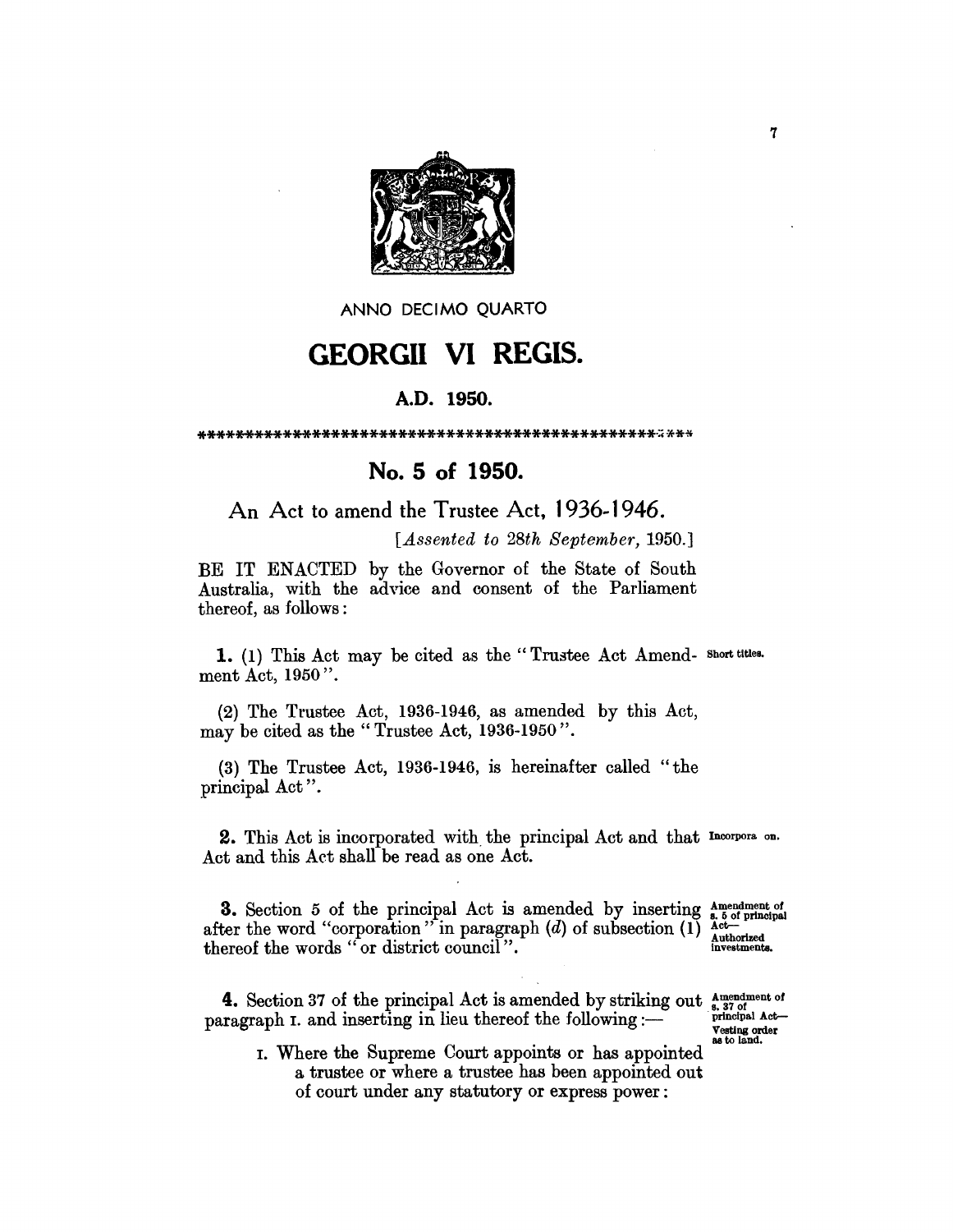ANNO DECIMO QUARTO

# GEORGII VI REGIS.

### A.D. 1950.

## No. 5 of 1950.

An Act to amend the Trustee Act, 1936-1946.

*[Assented to 28th September, 1950.]*

BE IT ENACTED by the Governor of the State of South Australia, with the advice and consent of the Parliament thereof, as follows:

Short titles.

**1.** (1) This Act may be cited as the "Trustee Act Amendment Act, 1950".

(2) The Trustee Act, 1936-1946, as amended by this Act, may be cited as the "Trustee Act, 1936-1950".

(3) The Trustee Act, 1936-1946, is hereinafter called "the principal Act".

Incorporation.

**2.** This Act is incorporated with the principal Act and that Act and this Act shall be read as one Act.

Amendment of s. 5 of principal Act—Authorized investments.

**3.** Section 5 of the principal Act is amended by inserting after the word "corporation" in paragraph (*d*) of subsection (1) thereof the words "or district council".

Amendment of s. 37 of principal Act—Vesting order as to land.

**4.** Section 37 of the principal Act is amended by striking out paragraph I. and inserting in lieu thereof the following:—

I. Where the Supreme Court appoints or has appointed a trustee or where a trustee has been appointed out of court under any statutory or express power: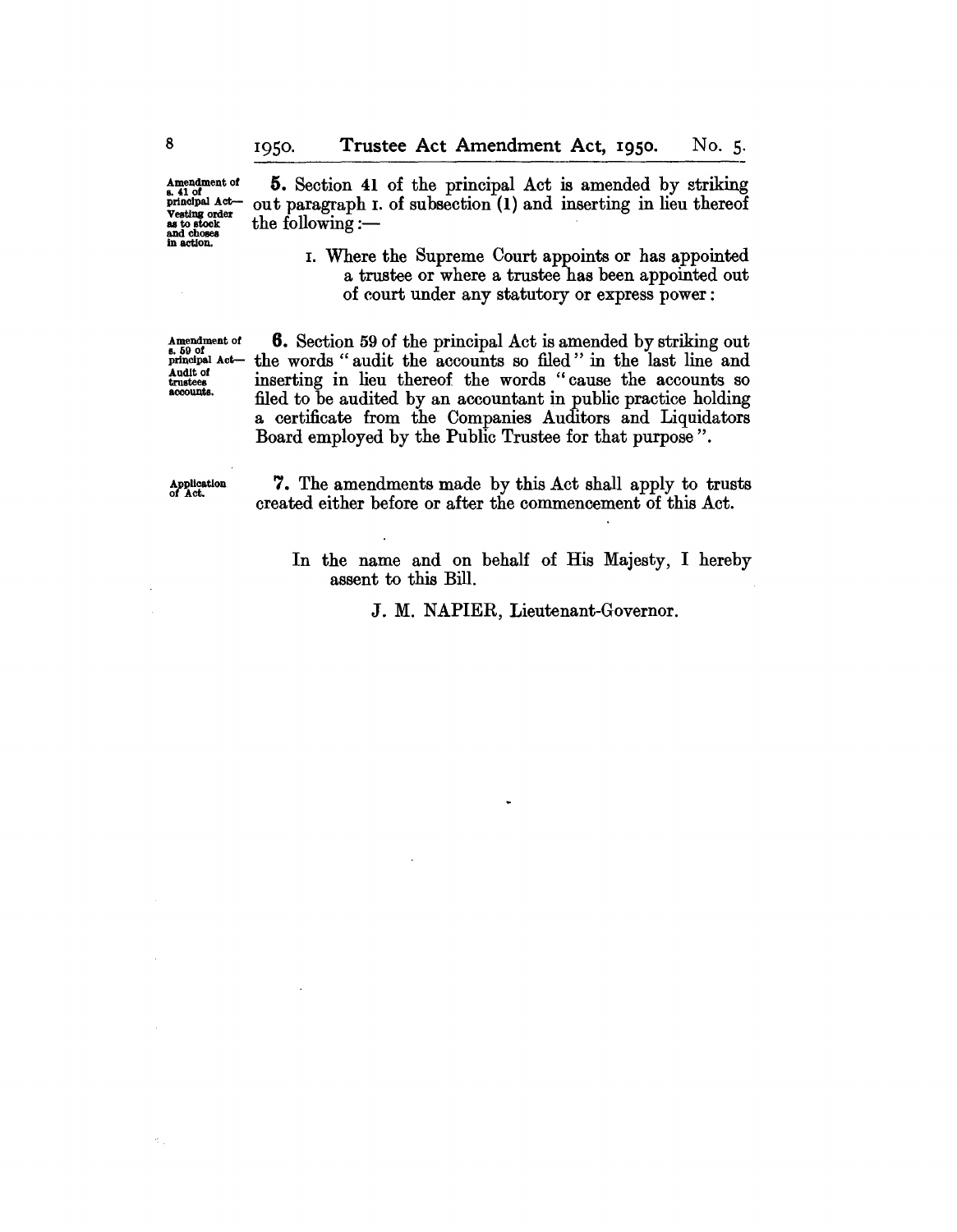Amendment of s. 41 of principal Act—Vesting order as to stock and choses in action.

**5.** Section 41 of the principal Act is amended by striking out paragraph I. of subsection (1) and inserting in lieu thereof the following:—

> I. Where the Supreme Court appoints or has appointed a trustee or where a trustee has been appointed out of court under any statutory or express power:

Amendment of s. 59 of principal Act—Audit of trustees accounts.

**6.** Section 59 of the principal Act is amended by striking out the words "audit the accounts so filed" in the last line and inserting in lieu thereof the words "cause the accounts so filed to be audited by an accountant in public practice holding a certificate from the Companies Auditors and Liquidators Board employed by the Public Trustee for that purpose".

Application of Act.

**7.** The amendments made by this Act shall apply to trusts created either before or after the commencement of this Act.

In the name and on behalf of His Majesty, I hereby assent to this Bill.

J. M. NAPIER, Lieutenant-Governor.